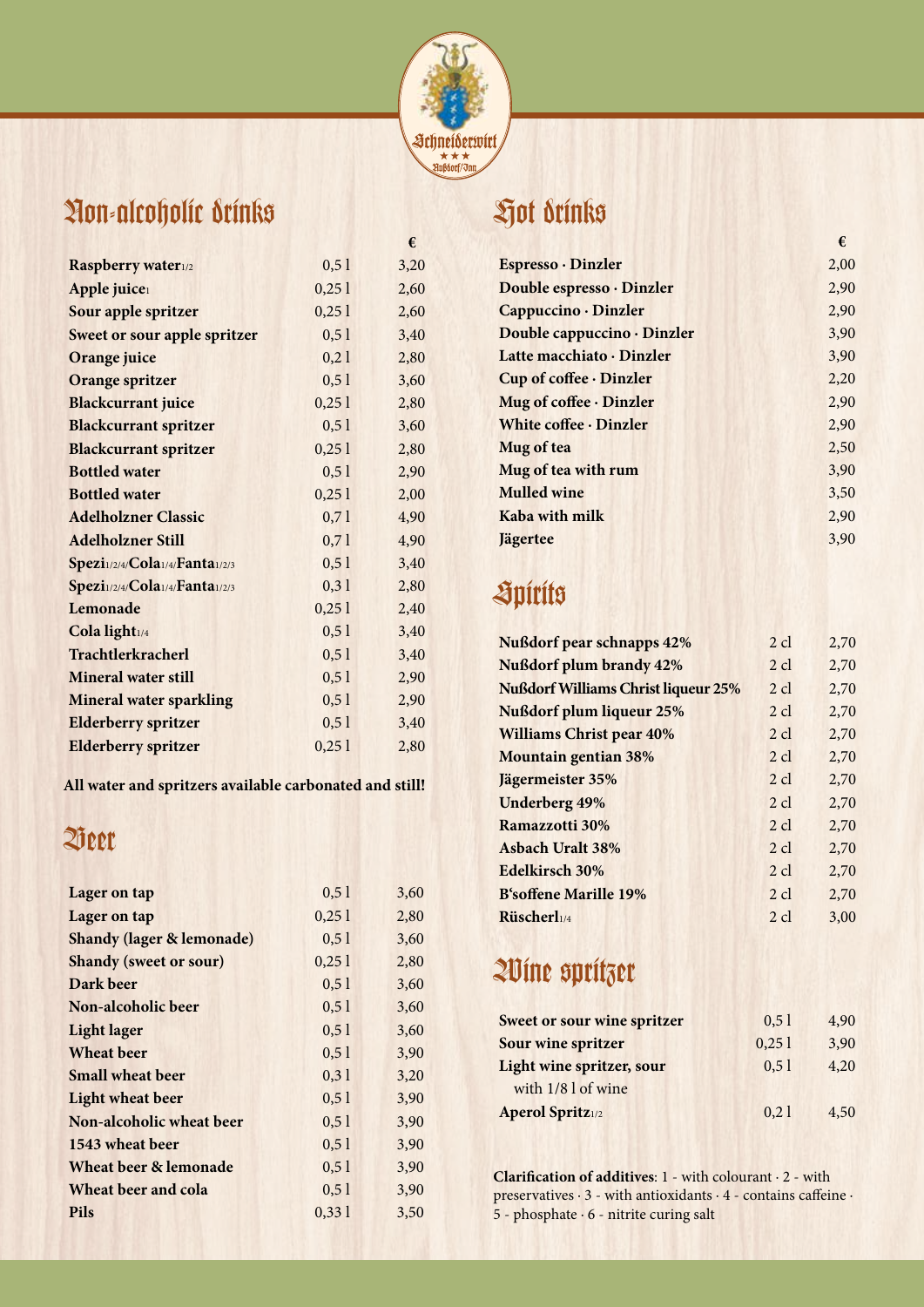Schneiderwirt
★★★
Nußdorf/Inn

## Non-alcoholic drinks

| | | € |
|---|---|---|
| **Raspberry water**1/2 | 0,5 l | 3,20 |
| **Apple juice**1 | 0,25 l | 2,60 |
| **Sour apple spritzer** | 0,25 l | 2,60 |
| **Sweet or sour apple spritzer** | 0,5 l | 3,40 |
| **Orange juice** | 0,2 l | 2,80 |
| **Orange spritzer** | 0,5 l | 3,60 |
| **Blackcurrant juice** | 0,25 l | 2,80 |
| **Blackcurrant spritzer** | 0,5 l | 3,60 |
| **Blackcurrant spritzer** | 0,25 l | 2,80 |
| **Bottled water** | 0,5 l | 2,90 |
| **Bottled water** | 0,25 l | 2,00 |
| **Adelholzner Classic** | 0,7 l | 4,90 |
| **Adelholzner Still** | 0,7 l | 4,90 |
| **Spezi**1/2/4/**Cola**1/4/**Fanta**1/2/3 | 0,5 l | 3,40 |
| **Spezi**1/2/4/**Cola**1/4/**Fanta**1/2/3 | 0,3 l | 2,80 |
| **Lemonade** | 0,25 l | 2,40 |
| **Cola light**1/4 | 0,5 l | 3,40 |
| **Trachtlerkracherl** | 0,5 l | 3,40 |
| **Mineral water still** | 0,5 l | 2,90 |
| **Mineral water sparkling** | 0,5 l | 2,90 |
| **Elderberry spritzer** | 0,5 l | 3,40 |
| **Elderberry spritzer** | 0,25 l | 2,80 |

**All water and spritzers available carbonated and still!**

## Beer

| | | |
|---|---|---|
| **Lager on tap** | 0,5 l | 3,60 |
| **Lager on tap** | 0,25 l | 2,80 |
| **Shandy (lager & lemonade)** | 0,5 l | 3,60 |
| **Shandy (sweet or sour)** | 0,25 l | 2,80 |
| **Dark beer** | 0,5 l | 3,60 |
| **Non-alcoholic beer** | 0,5 l | 3,60 |
| **Light lager** | 0,5 l | 3,60 |
| **Wheat beer** | 0,5 l | 3,90 |
| **Small wheat beer** | 0,3 l | 3,20 |
| **Light wheat beer** | 0,5 l | 3,90 |
| **Non-alcoholic wheat beer** | 0,5 l | 3,90 |
| **1543 wheat beer** | 0,5 l | 3,90 |
| **Wheat beer & lemonade** | 0,5 l | 3,90 |
| **Wheat beer and cola** | 0,5 l | 3,90 |
| **Pils** | 0,33 l | 3,50 |

## Hot drinks

| | € |
|---|---|
| **Espresso · Dinzler** | 2,00 |
| **Double espresso · Dinzler** | 2,90 |
| **Cappuccino · Dinzler** | 2,90 |
| **Double cappuccino · Dinzler** | 3,90 |
| **Latte macchiato · Dinzler** | 3,90 |
| **Cup of coffee · Dinzler** | 2,20 |
| **Mug of coffee · Dinzler** | 2,90 |
| **White coffee · Dinzler** | 2,90 |
| **Mug of tea** | 2,50 |
| **Mug of tea with rum** | 3,90 |
| **Mulled wine** | 3,50 |
| **Kaba with milk** | 2,90 |
| **Jägertee** | 3,90 |

## Spirits

| | | |
|---|---|---|
| **Nußdorf pear schnapps 42%** | 2 cl | 2,70 |
| **Nußdorf plum brandy 42%** | 2 cl | 2,70 |
| **Nußdorf Williams Christ liqueur 25%** | 2 cl | 2,70 |
| **Nußdorf plum liqueur 25%** | 2 cl | 2,70 |
| **Williams Christ pear 40%** | 2 cl | 2,70 |
| **Mountain gentian 38%** | 2 cl | 2,70 |
| **Jägermeister 35%** | 2 cl | 2,70 |
| **Underberg 49%** | 2 cl | 2,70 |
| **Ramazzotti 30%** | 2 cl | 2,70 |
| **Asbach Uralt 38%** | 2 cl | 2,70 |
| **Edelkirsch 30%** | 2 cl | 2,70 |
| **B'soffene Marille 19%** | 2 cl | 2,70 |
| **Rüscherl**1/4 | 2 cl | 3,00 |

## Wine spritzer

| | | |
|---|---|---|
| **Sweet or sour wine spritzer** | 0,5 l | 4,90 |
| **Sour wine spritzer** | 0,25 l | 3,90 |
| **Light wine spritzer, sour** with 1/8 l of wine | 0,5 l | 4,20 |
| **Aperol Spritz**1/2 | 0,2 l | 4,50 |

**Clarification of additives**: 1 - with colourant · 2 - with preservatives · 3 - with antioxidants · 4 - contains caffeine · 5 - phosphate · 6 - nitrite curing salt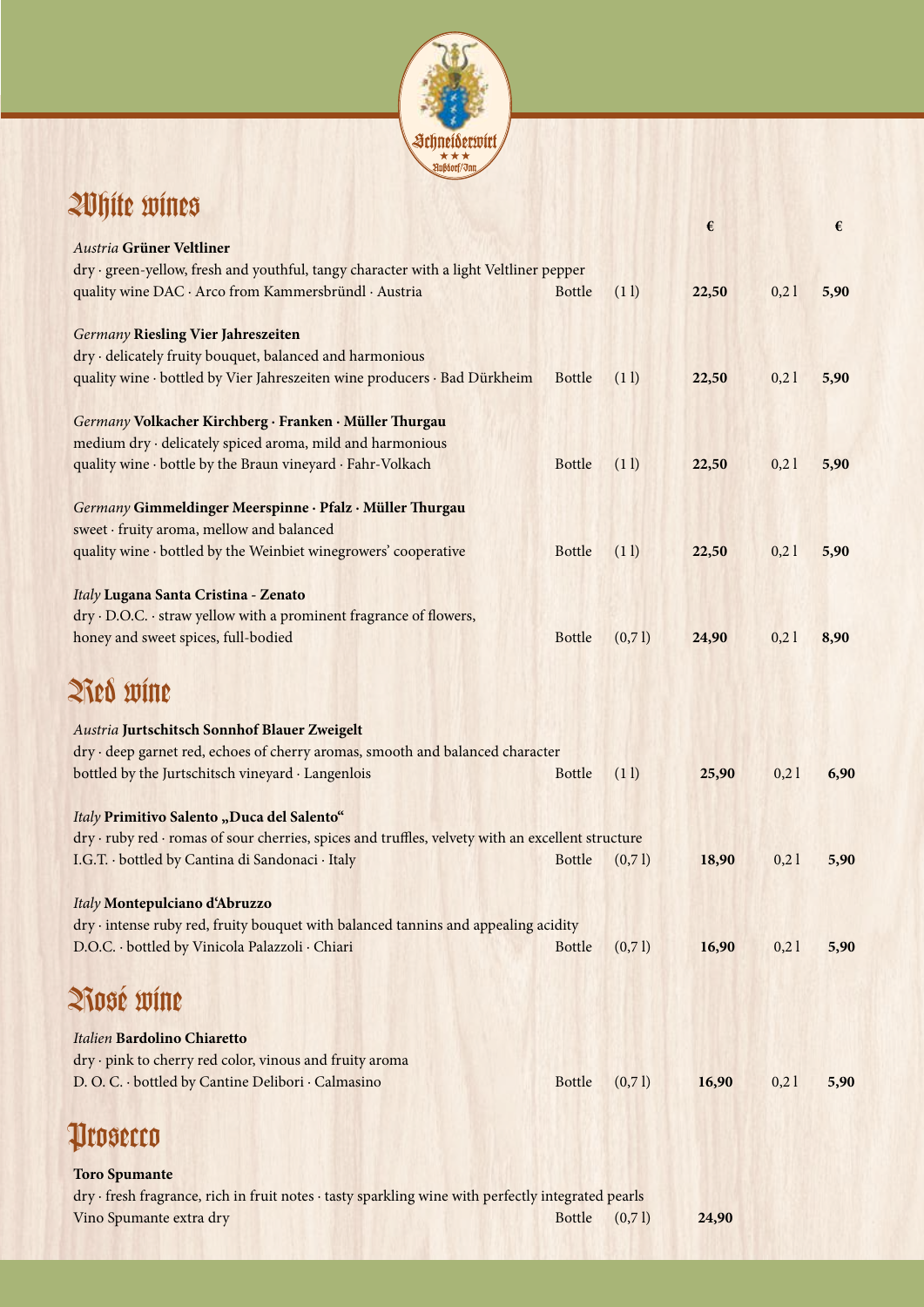Schneiderwirt
★★★
Nußdorf/Inn

# White wines

|  |  |  | € |  | € |
|---|---|---|---|---|---|
| *Austria* **Grüner Veltliner**<br>dry · green-yellow, fresh and youthful, tangy character with a light Veltliner pepper<br>quality wine DAC · Arco from Kammersbründl · Austria | Bottle | (1 l) | **22,50** | 0,2 l | **5,90** |
| *Germany* **Riesling Vier Jahreszeiten**<br>dry · delicately fruity bouquet, balanced and harmonious<br>quality wine · bottled by Vier Jahreszeiten wine producers · Bad Dürkheim | Bottle | (1 l) | **22,50** | 0,2 l | **5,90** |
| *Germany* **Volkacher Kirchberg · Franken · Müller Thurgau**<br>medium dry · delicately spiced aroma, mild and harmonious<br>quality wine · bottle by the Braun vineyard · Fahr-Volkach | Bottle | (1 l) | **22,50** | 0,2 l | **5,90** |
| *Germany* **Gimmeldinger Meerspinne · Pfalz · Müller Thurgau**<br>sweet · fruity aroma, mellow and balanced<br>quality wine · bottled by the Weinbiet winegrowers' cooperative | Bottle | (1 l) | **22,50** | 0,2 l | **5,90** |
| *Italy* **Lugana Santa Cristina - Zenato**<br>dry · D.O.C. · straw yellow with a prominent fragrance of flowers,<br>honey and sweet spices, full-bodied | Bottle | (0,7 l) | **24,90** | 0,2 l | **8,90** |

# Red wine

|  |  |  |  |  |  |
|---|---|---|---|---|---|
| *Austria* **Jurtschitsch Sonnhof Blauer Zweigelt**<br>dry · deep garnet red, echoes of cherry aromas, smooth and balanced character<br>bottled by the Jurtschitsch vineyard · Langenlois | Bottle | (1 l) | **25,90** | 0,2 l | **6,90** |
| *Italy* **Primitivo Salento „Duca del Salento"**<br>dry · ruby red · romas of sour cherries, spices and truffles, velvety with an excellent structure<br>I.G.T. · bottled by Cantina di Sandonaci · Italy | Bottle | (0,7 l) | **18,90** | 0,2 l | **5,90** |
| *Italy* **Montepulciano d'Abruzzo**<br>dry · intense ruby red, fruity bouquet with balanced tannins and appealing acidity<br>D.O.C. · bottled by Vinicola Palazzoli · Chiari | Bottle | (0,7 l) | **16,90** | 0,2 l | **5,90** |

# Rosé wine

|  |  |  |  |  |  |
|---|---|---|---|---|---|
| *Italien* **Bardolino Chiaretto**<br>dry · pink to cherry red color, vinous and fruity aroma<br>D. O. C. · bottled by Cantine Delibori · Calmasino | Bottle | (0,7 l) | **16,90** | 0,2 l | **5,90** |

# Prosecco

|  |  |  |  |
|---|---|---|---|
| **Toro Spumante**<br>dry · fresh fragrance, rich in fruit notes · tasty sparkling wine with perfectly integrated pearls<br>Vino Spumante extra dry | Bottle | (0,7 l) | **24,90** |